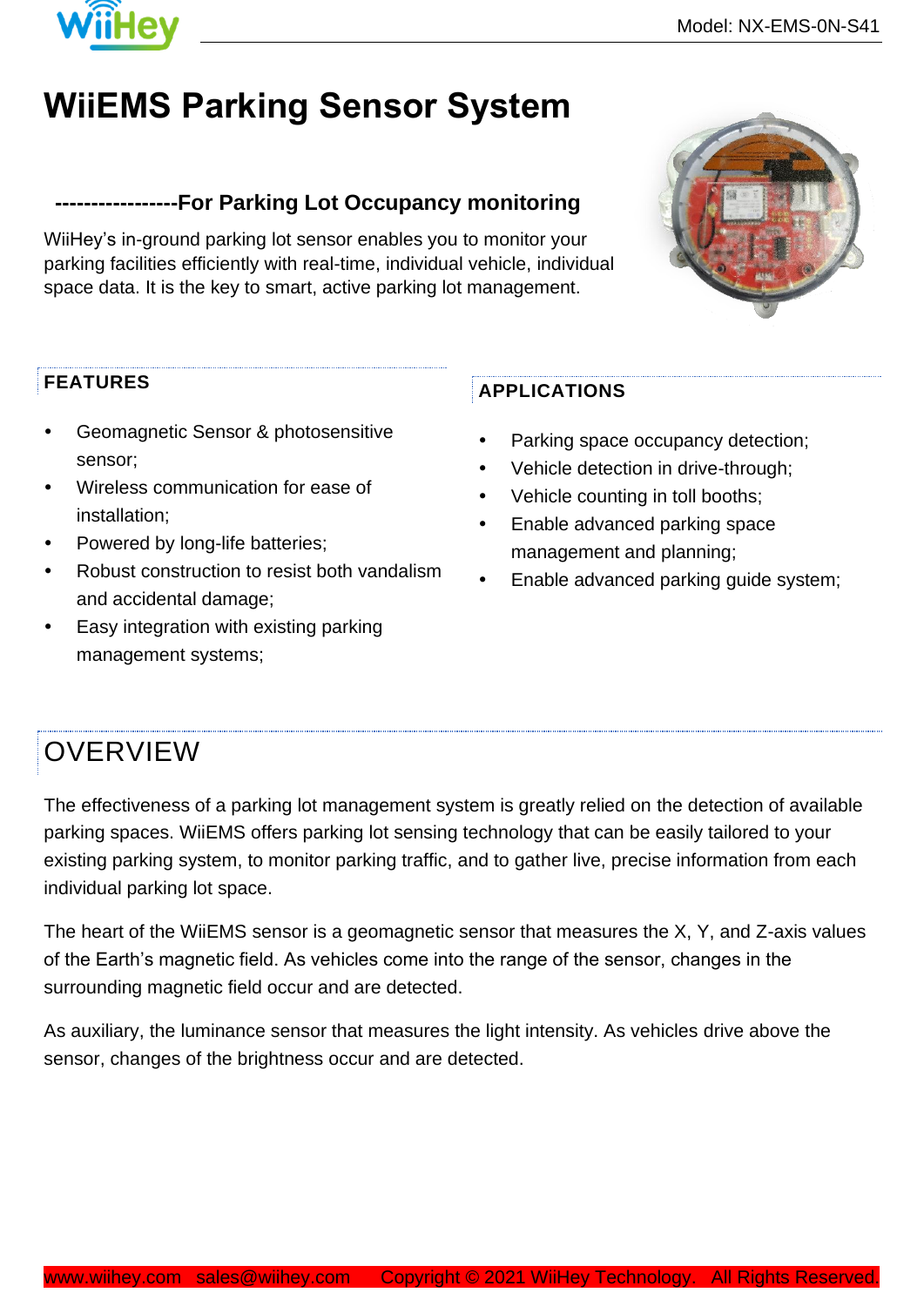# WiiEMS Parking Sensor System

## -----------------For Parking Lot Occupancy monitoring

WiiHey's in-ground parking lot sensor enables you to monitor your parking facilities efficiently with real-time, individual vehicle, individual space data. It is the key to smart, active parking lot management.

### FEATURES

- Geomagnetic Sensor & photosensitive sensor;
- Wireless communication for ease of installation;
- Powered by long-life batteries;
- Robust construction to resist both vandalism and accidental damage;
- Easy integration with existing parking management systems;

### APPLICATIONS

- Parking space occupancy detection;
- Vehicle detection in drive-through;
- Vehicle counting in toll booths;
- Enable advanced parking space management and planning;
- Enable advanced parking guide system;

## OVERVIEW

The effectiveness of a parking lot management system is greatly relied on the detection of available parking spaces. WiiEMS offers parking lot sensing technology that can be easily tailored to your existing parking system, to monitor parking traffic, and to gather live, precise information from each individual parking lot space.

The heart of the WiiEMS sensor is a geomagnetic sensor that measures the X, Y, and Z-axis values of the Earth's magnetic field. As vehicles come into the range of the sensor, changes in the surrounding magnetic field occur and are detected.

As auxiliary, the luminance sensor that measures the light intensity. As vehicles drive above the sensor, changes of the brightness occur and are detected.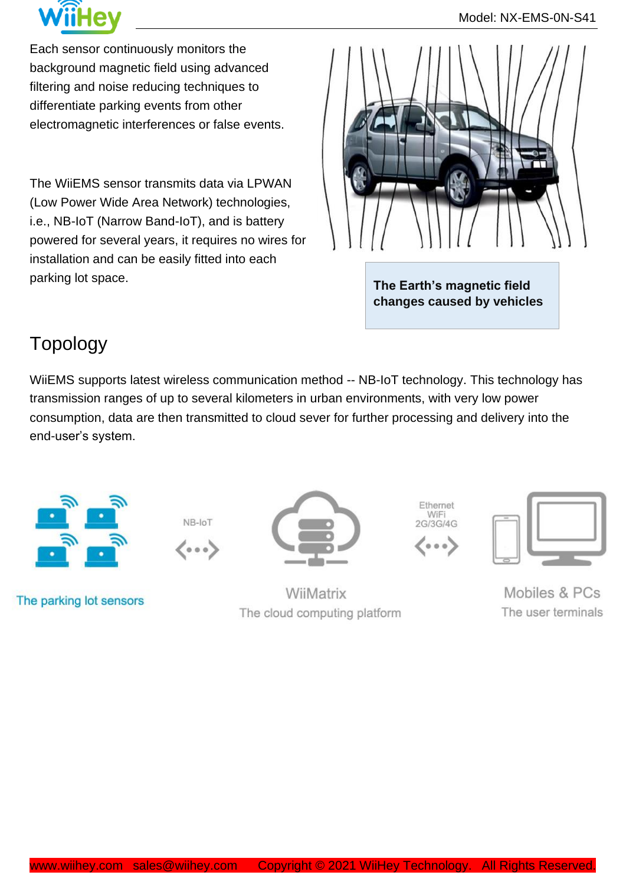Each sensor continuously monitors the background magnetic field using advanced filtering and noise reducing techniques to differentiate parking events from other electromagnetic interferences or false events.

The WiiEMS sensor transmits data via LPWAN (Low Power Wide Area Network) technologies, i.e., NB-IoT (Narrow Band-IoT), and is battery powered for several years, it requires no wires for installation and can be easily fitted into each parking lot space.

**The Earth's magnetic field changes caused by vehicles**

## Topology

WiiEMS supports latest wireless communication method -- NB-IoT technology. This technology has transmission ranges of up to several kilometers in urban environments, with very low power consumption, data are then transmitted to cloud sever for further processing and delivery into the end-user's system.

NB-IoT

Ethernet
WiFi
2G/3G/4G

The parking lot sensors

WiiMatrix
The cloud computing platform

Mobiles & PCs
The user terminals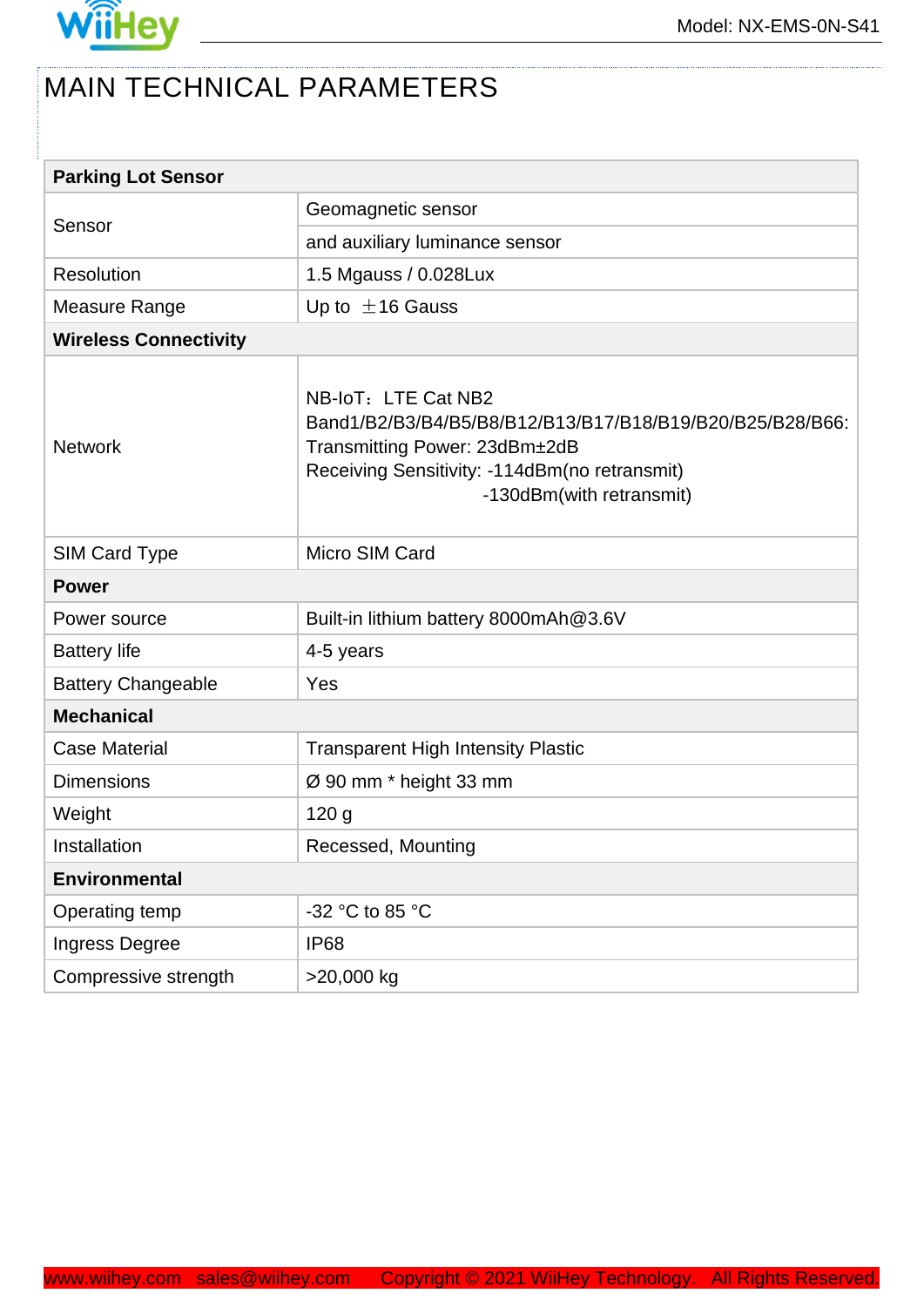# MAIN TECHNICAL PARAMETERS

| Parking Lot Sensor | |
|---|---|
| Sensor | Geomagnetic sensor and auxiliary luminance sensor |
| Resolution | 1.5 Mgauss / 0.028Lux |
| Measure Range | Up to ±16 Gauss |
| **Wireless Connectivity** | |
| Network | NB-IoT：LTE Cat NB2<br>Band1/B2/B3/B4/B5/B8/B12/B13/B17/B18/B19/B20/B25/B28/B66:<br>Transmitting Power: 23dBm±2dB<br>Receiving Sensitivity: -114dBm(no retransmit)<br>-130dBm(with retransmit) |
| SIM Card Type | Micro SIM Card |
| **Power** | |
| Power source | Built-in lithium battery 8000mAh@3.6V |
| Battery life | 4-5 years |
| Battery Changeable | Yes |
| **Mechanical** | |
| Case Material | Transparent High Intensity Plastic |
| Dimensions | Ø 90 mm * height 33 mm |
| Weight | 120 g |
| Installation | Recessed, Mounting |
| **Environmental** | |
| Operating temp | -32 °C to 85 °C |
| Ingress Degree | IP68 |
| Compressive strength | >20,000 kg |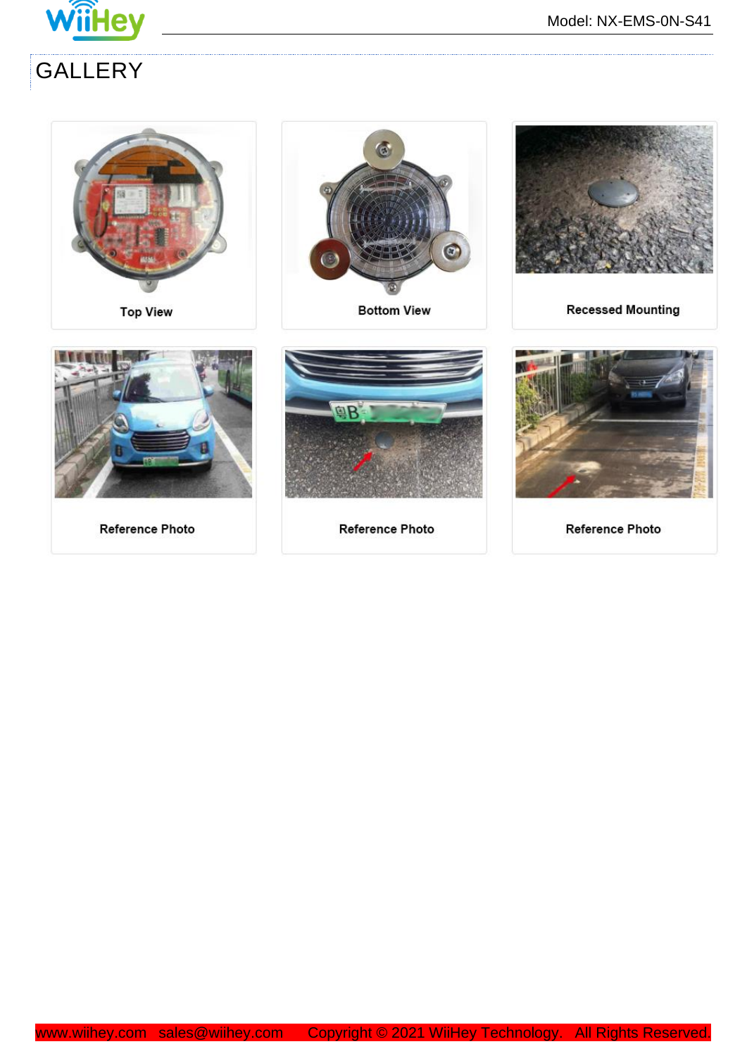# GALLERY

Top View

Bottom View

Recessed Mounting

Reference Photo

Reference Photo

Reference Photo